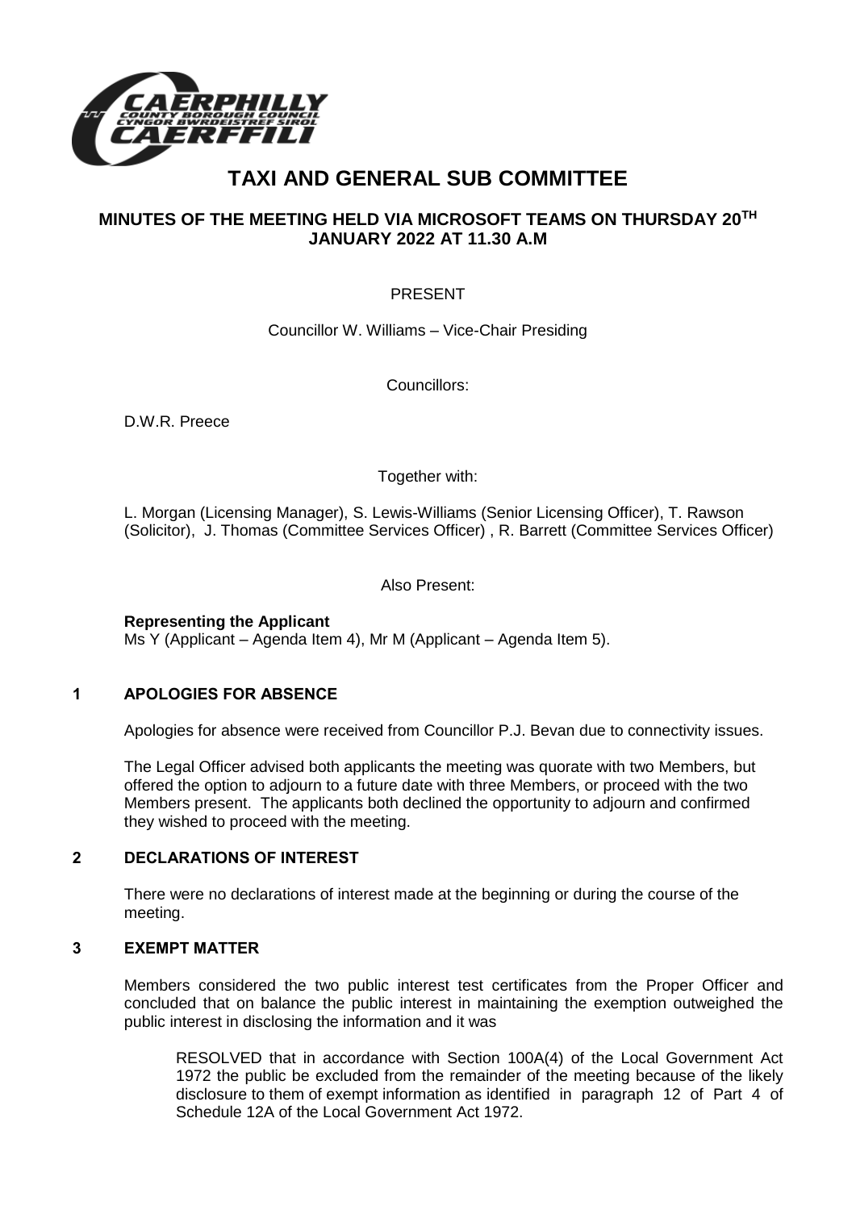# TAXI AND GENERAL SUB COMMITTEE

## MINUTES OF THE MEETING HELD VIA MICROSOFT TEAMS ON THURSDAY 20TH JANUARY 2022 AT 11.30 A.M

PRESENT

Councillor W. Williams – Vice-Chair Presiding

Councillors:

D.W.R. Preece

Together with:

L. Morgan (Licensing Manager), S. Lewis-Williams (Senior Licensing Officer), T. Rawson (Solicitor), J. Thomas (Committee Services Officer) , R. Barrett (Committee Services Officer)

Also Present:

**Representing the Applicant**
Ms Y (Applicant – Agenda Item 4), Mr M (Applicant – Agenda Item 5).

### 1 APOLOGIES FOR ABSENCE

Apologies for absence were received from Councillor P.J. Bevan due to connectivity issues.

The Legal Officer advised both applicants the meeting was quorate with two Members, but offered the option to adjourn to a future date with three Members, or proceed with the two Members present. The applicants both declined the opportunity to adjourn and confirmed they wished to proceed with the meeting.

### 2 DECLARATIONS OF INTEREST

There were no declarations of interest made at the beginning or during the course of the meeting.

### 3 EXEMPT MATTER

Members considered the two public interest test certificates from the Proper Officer and concluded that on balance the public interest in maintaining the exemption outweighed the public interest in disclosing the information and it was

> RESOLVED that in accordance with Section 100A(4) of the Local Government Act 1972 the public be excluded from the remainder of the meeting because of the likely disclosure to them of exempt information as identified in paragraph 12 of Part 4 of Schedule 12A of the Local Government Act 1972.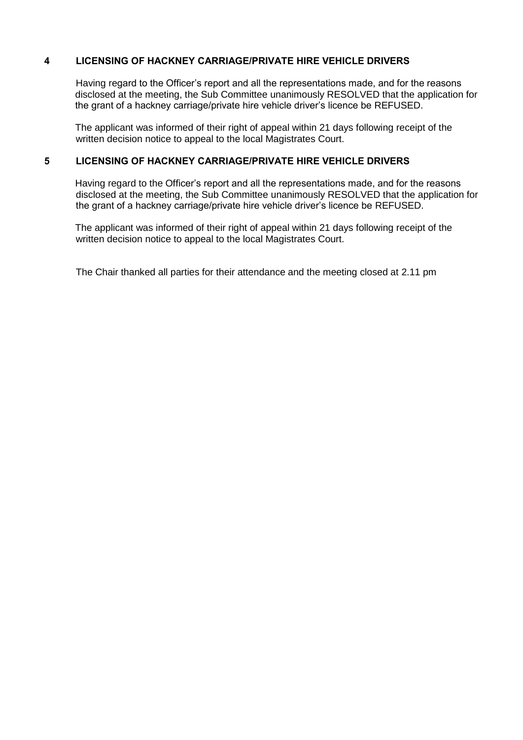## 4 LICENSING OF HACKNEY CARRIAGE/PRIVATE HIRE VEHICLE DRIVERS

Having regard to the Officer's report and all the representations made, and for the reasons disclosed at the meeting, the Sub Committee unanimously RESOLVED that the application for the grant of a hackney carriage/private hire vehicle driver's licence be REFUSED.

The applicant was informed of their right of appeal within 21 days following receipt of the written decision notice to appeal to the local Magistrates Court.

## 5 LICENSING OF HACKNEY CARRIAGE/PRIVATE HIRE VEHICLE DRIVERS

Having regard to the Officer's report and all the representations made, and for the reasons disclosed at the meeting, the Sub Committee unanimously RESOLVED that the application for the grant of a hackney carriage/private hire vehicle driver's licence be REFUSED.

The applicant was informed of their right of appeal within 21 days following receipt of the written decision notice to appeal to the local Magistrates Court.

The Chair thanked all parties for their attendance and the meeting closed at 2.11 pm